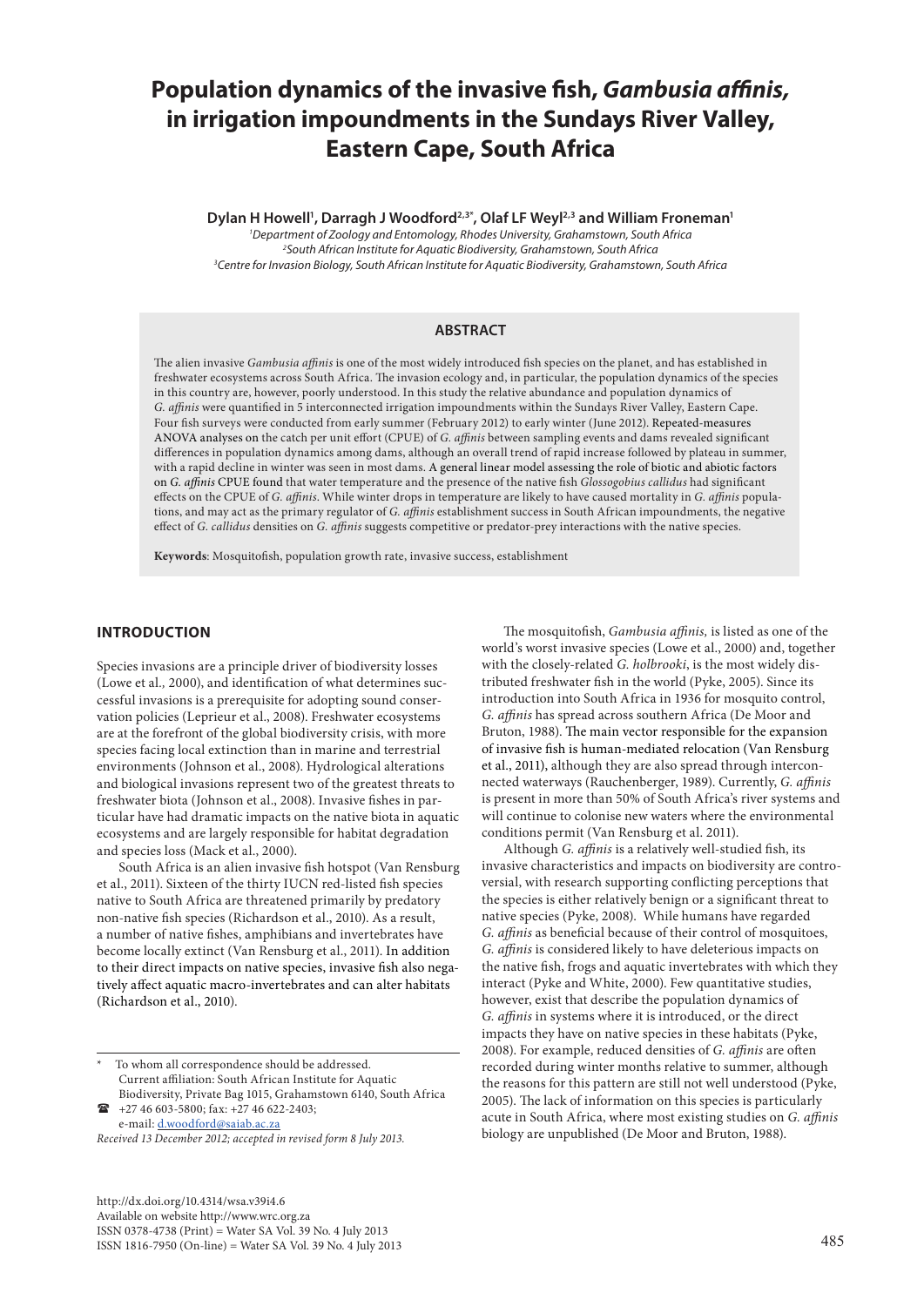# Population dynamics of the invasive fish, *Gambusia affinis*, in irrigation impoundments in the Sundays River Valley, Eastern Cape, South Africa

**Dylan H Howell[1], Darragh J Woodford[2,3*], Olaf LF Weyl[2,3] and William Froneman[1]**

[1]*Department of Zoology and Entomology, Rhodes University, Grahamstown, South Africa*
[2]*South African Institute for Aquatic Biodiversity, Grahamstown, South Africa*
[3]*Centre for Invasion Biology, South African Institute for Aquatic Biodiversity, Grahamstown, South Africa*

## ABSTRACT

The alien invasive *Gambusia affinis* is one of the most widely introduced fish species on the planet, and has established in freshwater ecosystems across South Africa. The invasion ecology and, in particular, the population dynamics of the species in this country are, however, poorly understood. In this study the relative abundance and population dynamics of *G. affinis* were quantified in 5 interconnected irrigation impoundments within the Sundays River Valley, Eastern Cape. Four fish surveys were conducted from early summer (February 2012) to early winter (June 2012). Repeated-measures ANOVA analyses on the catch per unit effort (CPUE) of *G. affinis* between sampling events and dams revealed significant differences in population dynamics among dams, although an overall trend of rapid increase followed by plateau in summer, with a rapid decline in winter was seen in most dams. A general linear model assessing the role of biotic and abiotic factors on *G. affinis* CPUE found that water temperature and the presence of the native fish *Glossogobius callidus* had significant effects on the CPUE of *G. affinis*. While winter drops in temperature are likely to have caused mortality in *G. affinis* populations, and may act as the primary regulator of *G. affinis* establishment success in South African impoundments, the negative effect of *G. callidus* densities on *G. affinis* suggests competitive or predator-prey interactions with the native species.

**Keywords**: Mosquitofish, population growth rate, invasive success, establishment

## INTRODUCTION

Species invasions are a principle driver of biodiversity losses (Lowe et al., 2000), and identification of what determines successful invasions is a prerequisite for adopting sound conservation policies (Leprieur et al., 2008). Freshwater ecosystems are at the forefront of the global biodiversity crisis, with more species facing local extinction than in marine and terrestrial environments (Johnson et al., 2008). Hydrological alterations and biological invasions represent two of the greatest threats to freshwater biota (Johnson et al., 2008). Invasive fishes in particular have had dramatic impacts on the native biota in aquatic ecosystems and are largely responsible for habitat degradation and species loss (Mack et al., 2000).

South Africa is an alien invasive fish hotspot (Van Rensburg et al., 2011). Sixteen of the thirty IUCN red-listed fish species native to South Africa are threatened primarily by predatory non-native fish species (Richardson et al., 2010). As a result, a number of native fishes, amphibians and invertebrates have become locally extinct (Van Rensburg et al., 2011). In addition to their direct impacts on native species, invasive fish also negatively affect aquatic macro-invertebrates and can alter habitats (Richardson et al., 2010).

The mosquitofish, *Gambusia affinis*, is listed as one of the world's worst invasive species (Lowe et al., 2000) and, together with the closely-related *G. holbrooki*, is the most widely distributed freshwater fish in the world (Pyke, 2005). Since its introduction into South Africa in 1936 for mosquito control, *G. affinis* has spread across southern Africa (De Moor and Bruton, 1988). The main vector responsible for the expansion of invasive fish is human-mediated relocation (Van Rensburg et al., 2011), although they are also spread through interconnected waterways (Rauchenberger, 1989). Currently, *G. affinis* is present in more than 50% of South Africa's river systems and will continue to colonise new waters where the environmental conditions permit (Van Rensburg et al. 2011).

Although *G. affinis* is a relatively well-studied fish, its invasive characteristics and impacts on biodiversity are controversial, with research supporting conflicting perceptions that the species is either relatively benign or a significant threat to native species (Pyke, 2008). While humans have regarded *G. affinis* as beneficial because of their control of mosquitoes, *G. affinis* is considered likely to have deleterious impacts on the native fish, frogs and aquatic invertebrates with which they interact (Pyke and White, 2000). Few quantitative studies, however, exist that describe the population dynamics of *G. affinis* in systems where it is introduced, or the direct impacts they have on native species in these habitats (Pyke, 2008). For example, reduced densities of *G. affinis* are often recorded during winter months relative to summer, although the reasons for this pattern are still not well understood (Pyke, 2005). The lack of information on this species is particularly acute in South Africa, where most existing studies on *G. affinis* biology are unpublished (De Moor and Bruton, 1988).

---

\* To whom all correspondence should be addressed. Current affiliation: South African Institute for Aquatic Biodiversity, Private Bag 1015, Grahamstown 6140, South Africa
☎ +27 46 603-5800; fax: +27 46 622-2403;
e-mail: d.woodford@saiab.ac.za

*Received 13 December 2012; accepted in revised form 8 July 2013.*

http://dx.doi.org/10.4314/wsa.v39i4.6
Available on website http://www.wrc.org.za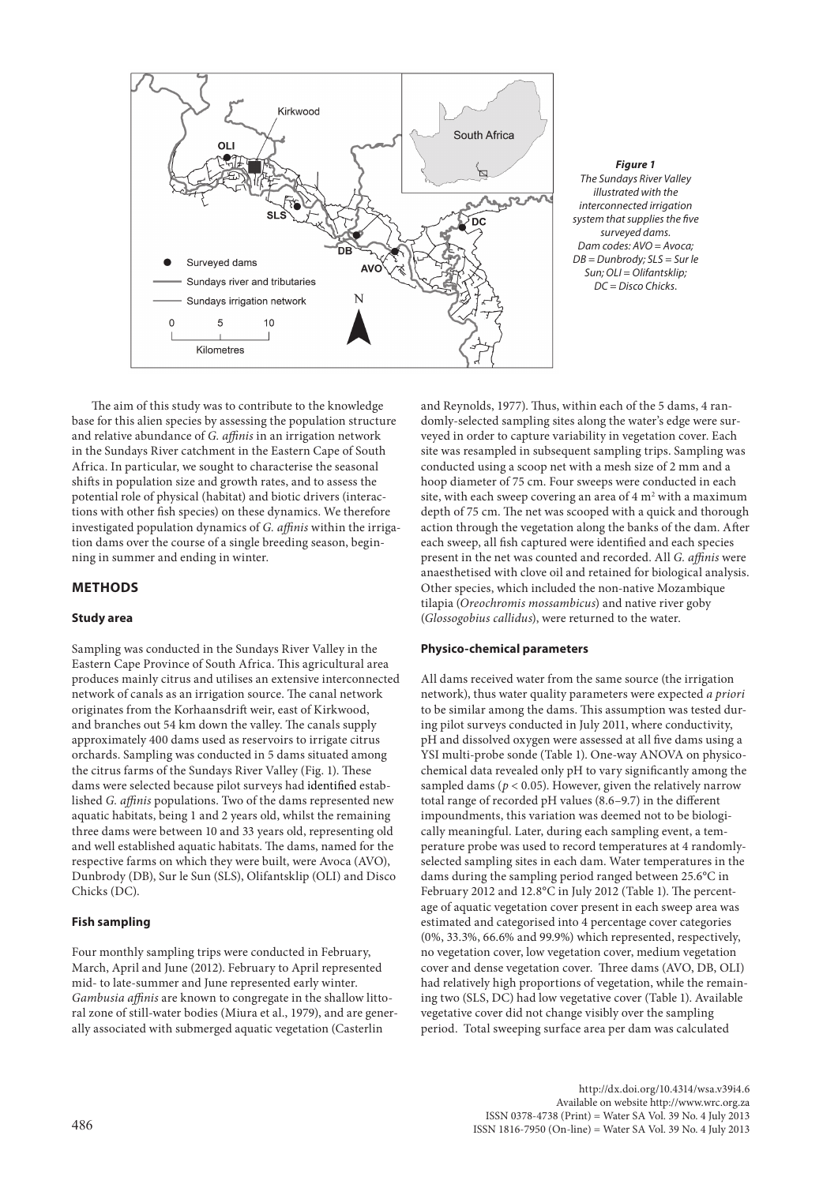*Figure 1*
*The Sundays River Valley illustrated with the interconnected irrigation system that supplies the five surveyed dams. Dam codes: AVO = Avoca; DB = Dunbrody; SLS = Sur le Sun; OLI = Olifantsklip; DC = Disco Chicks.*

The aim of this study was to contribute to the knowledge base for this alien species by assessing the population structure and relative abundance of *G. affinis* in an irrigation network in the Sundays River catchment in the Eastern Cape of South Africa. In particular, we sought to characterise the seasonal shifts in population size and growth rates, and to assess the potential role of physical (habitat) and biotic drivers (interactions with other fish species) on these dynamics. We therefore investigated population dynamics of *G. affinis* within the irrigation dams over the course of a single breeding season, beginning in summer and ending in winter.

## METHODS

### Study area

Sampling was conducted in the Sundays River Valley in the Eastern Cape Province of South Africa. This agricultural area produces mainly citrus and utilises an extensive interconnected network of canals as an irrigation source. The canal network originates from the Korhaansdrift weir, east of Kirkwood, and branches out 54 km down the valley. The canals supply approximately 400 dams used as reservoirs to irrigate citrus orchards. Sampling was conducted in 5 dams situated among the citrus farms of the Sundays River Valley (Fig. 1). These dams were selected because pilot surveys had identified established *G. affinis* populations. Two of the dams represented new aquatic habitats, being 1 and 2 years old, whilst the remaining three dams were between 10 and 33 years old, representing old and well established aquatic habitats. The dams, named for the respective farms on which they were built, were Avoca (AVO), Dunbrody (DB), Sur le Sun (SLS), Olifantsklip (OLI) and Disco Chicks (DC).

### Fish sampling

Four monthly sampling trips were conducted in February, March, April and June (2012). February to April represented mid- to late-summer and June represented early winter. *Gambusia affinis* are known to congregate in the shallow littoral zone of still-water bodies (Miura et al., 1979), and are generally associated with submerged aquatic vegetation (Casterlin and Reynolds, 1977). Thus, within each of the 5 dams, 4 randomly-selected sampling sites along the water's edge were surveyed in order to capture variability in vegetation cover. Each site was resampled in subsequent sampling trips. Sampling was conducted using a scoop net with a mesh size of 2 mm and a hoop diameter of 75 cm. Four sweeps were conducted in each site, with each sweep covering an area of 4 $m^2$ with a maximum depth of 75 cm. The net was scooped with a quick and thorough action through the vegetation along the banks of the dam. After each sweep, all fish captured were identified and each species present in the net was counted and recorded. All *G. affinis* were anaesthetised with clove oil and retained for biological analysis. Other species, which included the non-native Mozambique tilapia (*Oreochromis mossambicus*) and native river goby (*Glossogobius callidus*), were returned to the water.

### Physico-chemical parameters

All dams received water from the same source (the irrigation network), thus water quality parameters were expected *a priori* to be similar among the dams. This assumption was tested during pilot surveys conducted in July 2011, where conductivity, pH and dissolved oxygen were assessed at all five dams using a YSI multi-probe sonde (Table 1). One-way ANOVA on physico-chemical data revealed only pH to vary significantly among the sampled dams ($p < 0.05$). However, given the relatively narrow total range of recorded pH values (8.6–9.7) in the different impoundments, this variation was deemed not to be biologically meaningful. Later, during each sampling event, a temperature probe was used to record temperatures at 4 randomly-selected sampling sites in each dam. Water temperatures in the dams during the sampling period ranged between 25.6°C in February 2012 and 12.8°C in July 2012 (Table 1). The percentage of aquatic vegetation cover present in each sweep area was estimated and categorised into 4 percentage cover categories (0%, 33.3%, 66.6% and 99.9%) which represented, respectively, no vegetation cover, low vegetation cover, medium vegetation cover and dense vegetation cover. Three dams (AVO, DB, OLI) had relatively high proportions of vegetation, while the remaining two (SLS, DC) had low vegetative cover (Table 1). Available vegetative cover did not change visibly over the sampling period. Total sweeping surface area per dam was calculated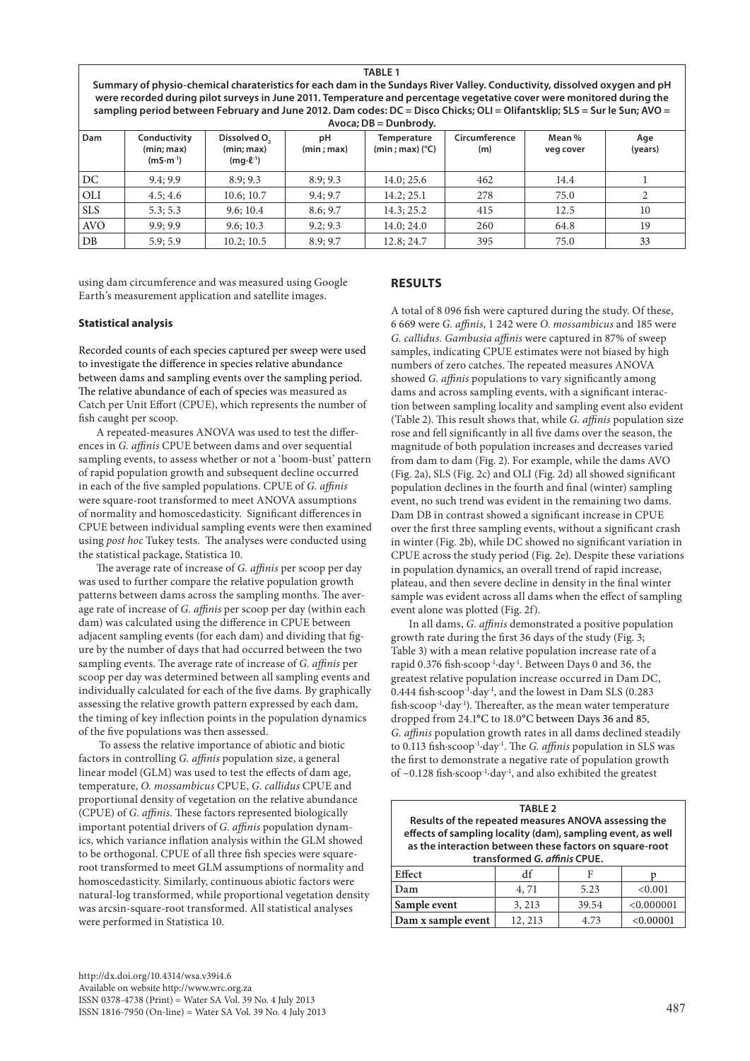**TABLE 1**

**Summary of physio-chemical charateristics for each dam in the Sundays River Valley. Conductivity, dissolved oxygen and pH were recorded during pilot surveys in June 2011. Temperature and percentage vegetative cover were monitored during the sampling period between February and June 2012. Dam codes: DC = Disco Chicks; OLI = Olifantsklip; SLS = Sur le Sun; AVO = Avoca; DB = Dunbrody.**

| Dam | Conductivity (min; max) ($mS \cdot m^{-1}$) | Dissolved $O_2$ (min; max) ($mg \cdot \ell^{-1}$) | pH (min ; max) | Temperature (min ; max) (°C) | Circumference (m) | Mean % veg cover | Age (years) |
|---|---|---|---|---|---|---|---|
| DC | 9.4; 9.9 | 8.9; 9.3 | 8.9; 9.3 | 14.0; 25.6 | 462 | 14.4 | 1 |
| OLI | 4.5; 4.6 | 10.6; 10.7 | 9.4; 9.7 | 14.2; 25.1 | 278 | 75.0 | 2 |
| SLS | 5.3; 5.3 | 9.6; 10.4 | 8.6; 9.7 | 14.3; 25.2 | 415 | 12.5 | 10 |
| AVO | 9.9; 9.9 | 9.6; 10.3 | 9.2; 9.3 | 14.0; 24.0 | 260 | 64.8 | 19 |
| DB | 5.9; 5.9 | 10.2; 10.5 | 8.9; 9.7 | 12.8; 24.7 | 395 | 75.0 | 33 |

using dam circumference and was measured using Google Earth's measurement application and satellite images.

### Statistical analysis

Recorded counts of each species captured per sweep were used to investigate the difference in species relative abundance between dams and sampling events over the sampling period. The relative abundance of each of species was measured as Catch per Unit Effort (CPUE), which represents the number of fish caught per scoop.

A repeated-measures ANOVA was used to test the differences in *G. affinis* CPUE between dams and over sequential sampling events, to assess whether or not a 'boom-bust' pattern of rapid population growth and subsequent decline occurred in each of the five sampled populations. CPUE of *G. affinis* were square-root transformed to meet ANOVA assumptions of normality and homoscedasticity. Significant differences in CPUE between individual sampling events were then examined using *post hoc* Tukey tests. The analyses were conducted using the statistical package, Statistica 10.

The average rate of increase of *G. affinis* per scoop per day was used to further compare the relative population growth patterns between dams across the sampling months. The average rate of increase of *G. affinis* per scoop per day (within each dam) was calculated using the difference in CPUE between adjacent sampling events (for each dam) and dividing that figure by the number of days that had occurred between the two sampling events. The average rate of increase of *G. affinis* per scoop per day was determined between all sampling events and individually calculated for each of the five dams. By graphically assessing the relative growth pattern expressed by each dam, the timing of key inflection points in the population dynamics of the five populations was then assessed.

To assess the relative importance of abiotic and biotic factors in controlling *G. affinis* population size, a general linear model (GLM) was used to test the effects of dam age, temperature, *O. mossambicus* CPUE, *G. callidus* CPUE and proportional density of vegetation on the relative abundance (CPUE) of *G. affinis*. These factors represented biologically important potential drivers of *G. affinis* population dynamics, which variance inflation analysis within the GLM showed to be orthogonal. CPUE of all three fish species were square-root transformed to meet GLM assumptions of normality and homoscedasticity. Similarly, continuous abiotic factors were natural-log transformed, while proportional vegetation density was arcsin-square-root transformed. All statistical analyses were performed in Statistica 10.

## RESULTS

A total of 8 096 fish were captured during the study. Of these, 6 669 were *G. affinis*, 1 242 were *O. mossambicus* and 185 were *G. callidus. Gambusia affinis* were captured in 87% of sweep samples, indicating CPUE estimates were not biased by high numbers of zero catches. The repeated measures ANOVA showed *G. affinis* populations to vary significantly among dams and across sampling events, with a significant interaction between sampling locality and sampling event also evident (Table 2). This result shows that, while *G. affinis* population size rose and fell significantly in all five dams over the season, the magnitude of both population increases and decreases varied from dam to dam (Fig. 2). For example, while the dams AVO (Fig. 2a), SLS (Fig. 2c) and OLI (Fig. 2d) all showed significant population declines in the fourth and final (winter) sampling event, no such trend was evident in the remaining two dams. Dam DB in contrast showed a significant increase in CPUE over the first three sampling events, without a significant crash in winter (Fig. 2b), while DC showed no significant variation in CPUE across the study period (Fig. 2e). Despite these variations in population dynamics, an overall trend of rapid increase, plateau, and then severe decline in density in the final winter sample was evident across all dams when the effect of sampling event alone was plotted (Fig. 2f).

In all dams, *G. affinis* demonstrated a positive population growth rate during the first 36 days of the study (Fig. 3; Table 3) with a mean relative population increase rate of a rapid 0.376 $fish \cdot scoop^{-1} \cdot day^{-1}$. Between Days 0 and 36, the greatest relative population increase occurred in Dam DC, 0.444 $fish \cdot scoop^{-1} \cdot day^{-1}$, and the lowest in Dam SLS (0.283 $fish \cdot scoop^{-1} \cdot day^{-1}$). Thereafter, as the mean water temperature dropped from 24.1°C to 18.0°C between Days 36 and 85, *G. affinis* population growth rates in all dams declined steadily to 0.113 $fish \cdot scoop^{-1} \cdot day^{-1}$. The *G. affinis* population in SLS was the first to demonstrate a negative rate of population growth of −0.128 $fish \cdot scoop^{-1} \cdot day^{-1}$, and also exhibited the greatest

**TABLE 2**

**Results of the repeated measures ANOVA assessing the effects of sampling locality (dam), sampling event, as well as the interaction between these factors on square-root transformed *G. affinis* CPUE.**

| Effect | df | F | p |
|---|---|---|---|
| Dam | 4, 71 | 5.23 | <0.001 |
| Sample event | 3, 213 | 39.54 | <0.000001 |
| Dam x sample event | 12, 213 | 4.73 | <0.00001 |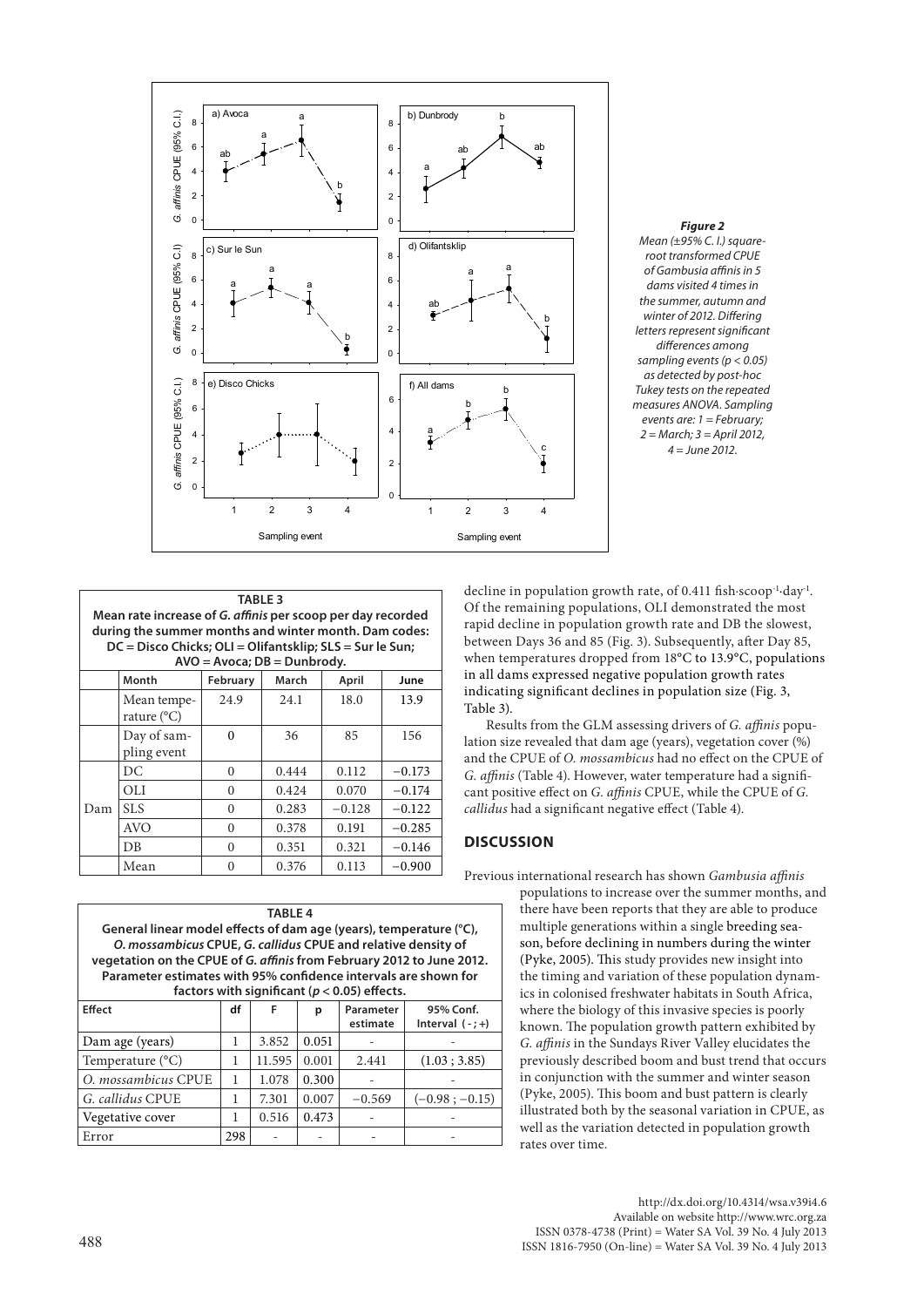*Figure 2*
*Mean (±95% C. I.) square-root transformed CPUE of Gambusia affinis in 5 dams visited 4 times in the summer, autumn and winter of 2012. Differing letters represent significant differences among sampling events (p < 0.05) as detected by post-hoc Tukey tests on the repeated measures ANOVA. Sampling events are: 1 = February; 2 = March; 3 = April 2012, 4 = June 2012.*

**TABLE 3**
**Mean rate increase of *G. affinis* per scoop per day recorded during the summer months and winter month. Dam codes: DC = Disco Chicks; OLI = Olifantsklip; SLS = Sur le Sun; AVO = Avoca; DB = Dunbrody.**

| | Month | February | March | April | June |
|---|---|---|---|---|---|
| | Mean temperature (°C) | 24.9 | 24.1 | 18.0 | 13.9 |
| | Day of sampling event | 0 | 36 | 85 | 156 |
| Dam | DC | 0 | 0.444 | 0.112 | −0.173 |
| | OLI | 0 | 0.424 | 0.070 | −0.174 |
| | SLS | 0 | 0.283 | −0.128 | −0.122 |
| | AVO | 0 | 0.378 | 0.191 | −0.285 |
| | DB | 0 | 0.351 | 0.321 | −0.146 |
| | Mean | 0 | 0.376 | 0.113 | −0.900 |

**TABLE 4**
**General linear model effects of dam age (years), temperature (°C), *O. mossambicus* CPUE, *G. callidus* CPUE and relative density of vegetation on the CPUE of *G. affinis* from February 2012 to June 2012. Parameter estimates with 95% confidence intervals are shown for factors with significant ($p < 0.05$) effects.**

| Effect | df | F | p | Parameter estimate | 95% Conf. Interval (-;+) |
|---|---|---|---|---|---|
| Dam age (years) | 1 | 3.852 | 0.051 | - | - |
| Temperature (°C) | 1 | 11.595 | 0.001 | 2.441 | (1.03 ; 3.85) |
| *O. mossambicus* CPUE | 1 | 1.078 | 0.300 | - | - |
| *G. callidus* CPUE | 1 | 7.301 | 0.007 | −0.569 | (−0.98 ; −0.15) |
| Vegetative cover | 1 | 0.516 | 0.473 | - | - |
| Error | 298 | - | - | - | - |

decline in population growth rate, of 0.411 fish·scoop$^{-1}$·day$^{-1}$. Of the remaining populations, OLI demonstrated the most rapid decline in population growth rate and DB the slowest, between Days 36 and 85 (Fig. 3). Subsequently, after Day 85, when temperatures dropped from 18°C to 13.9°C, populations in all dams expressed negative population growth rates indicating significant declines in population size (Fig. 3, Table 3).

Results from the GLM assessing drivers of *G. affinis* population size revealed that dam age (years), vegetation cover (%) and the CPUE of *O. mossambicus* had no effect on the CPUE of *G. affinis* (Table 4). However, water temperature had a significant positive effect on *G. affinis* CPUE, while the CPUE of *G. callidus* had a significant negative effect (Table 4).

## DISCUSSION

Previous international research has shown *Gambusia affinis* populations to increase over the summer months, and there have been reports that they are able to produce multiple generations within a single breeding season, before declining in numbers during the winter (Pyke, 2005). This study provides new insight into the timing and variation of these population dynamics in colonised freshwater habitats in South Africa, where the biology of this invasive species is poorly known. The population growth pattern exhibited by *G. affinis* in the Sundays River Valley elucidates the previously described boom and bust trend that occurs in conjunction with the summer and winter season (Pyke, 2005). This boom and bust pattern is clearly illustrated both by the seasonal variation in CPUE, as well as the variation detected in population growth rates over time.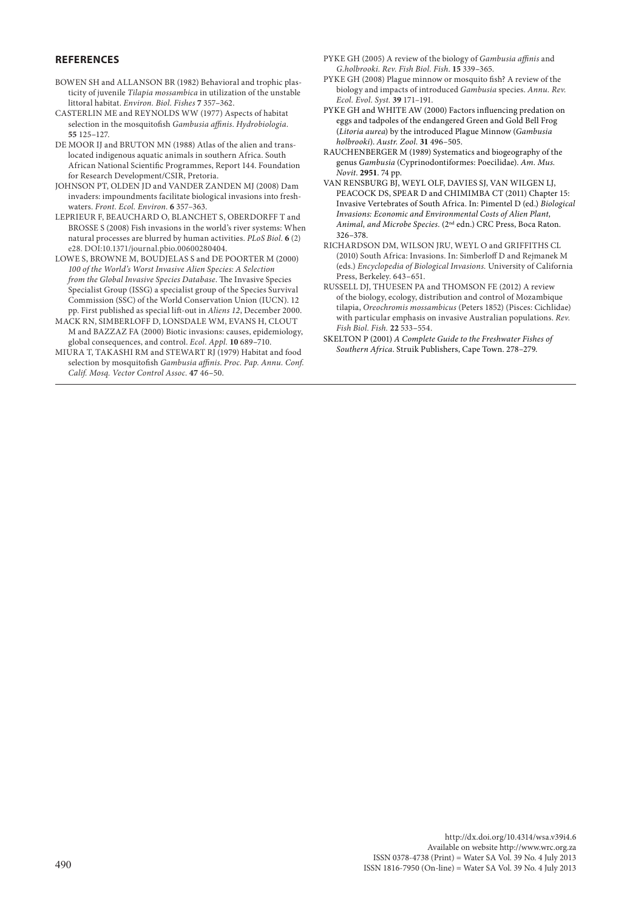## REFERENCES

BOWEN SH and ALLANSON BR (1982) Behavioral and trophic plasticity of juvenile *Tilapia mossambica* in utilization of the unstable littoral habitat. *Environ. Biol. Fishes* **7** 357–362.

CASTERLIN ME and REYNOLDS WW (1977) Aspects of habitat selection in the mosquitofish *Gambusia affinis*. *Hydrobiologia*. **55** 125–127.

DE MOOR IJ and BRUTON MN (1988) Atlas of the alien and translocated indigenous aquatic animals in southern Africa. South African National Scientific Programmes, Report 144. Foundation for Research Development/CSIR, Pretoria.

JOHNSON PT, OLDEN JD and VANDER ZANDEN MJ (2008) Dam invaders: impoundments facilitate biological invasions into freshwaters. *Front. Ecol. Environ.* **6** 357–363.

LEPRIEUR F, BEAUCHARD O, BLANCHET S, OBERDORFF T and BROSSE S (2008) Fish invasions in the world's river systems: When natural processes are blurred by human activities. *PLoS Biol.* **6** (2) e28. DOI:10.1371/journal.pbio.00600280404.

LOWE S, BROWNE M, BOUDJELAS S and DE POORTER M (2000) *100 of the World's Worst Invasive Alien Species: A Selection from the Global Invasive Species Database*. The Invasive Species Specialist Group (ISSG) a specialist group of the Species Survival Commission (SSC) of the World Conservation Union (IUCN). 12 pp. First published as special lift-out in *Aliens 12*, December 2000.

MACK RN, SIMBERLOFF D, LONSDALE WM, EVANS H, CLOUT M and BAZZAZ FA (2000) Biotic invasions: causes, epidemiology, global consequences, and control. *Ecol. Appl.* **10** 689–710.

MIURA T, TAKASHI RM and STEWART RJ (1979) Habitat and food selection by mosquitofish *Gambusia affinis*. *Proc. Pap. Annu. Conf. Calif. Mosq. Vector Control Assoc.* **47** 46–50.

PYKE GH (2005) A review of the biology of *Gambusia affinis* and *G.holbrooki*. *Rev. Fish Biol. Fish.* **15** 339–365.

PYKE GH (2008) Plague minnow or mosquito fish? A review of the biology and impacts of introduced *Gambusia* species. *Annu. Rev. Ecol. Evol. Syst.* **39** 171–191.

PYKE GH and WHITE AW (2000) Factors influencing predation on eggs and tadpoles of the endangered Green and Gold Bell Frog (*Litoria aurea*) by the introduced Plague Minnow (*Gambusia holbrooki*). *Austr. Zool.* **31** 496–505.

RAUCHENBERGER M (1989) Systematics and biogeography of the genus *Gambusia* (Cyprinodontiformes: Poecilidae). *Am. Mus. Novit.* **2951**. 74 pp.

VAN RENSBURG BJ, WEYL OLF, DAVIES SJ, VAN WILGEN LJ, PEACOCK DS, SPEAR D and CHIMIMBA CT (2011) Chapter 15: Invasive Vertebrates of South Africa. In: Pimentel D (ed.) *Biological Invasions: Economic and Environmental Costs of Alien Plant, Animal, and Microbe Species*. (2nd edn.) CRC Press, Boca Raton. 326–378.

RICHARDSON DM, WILSON JRU, WEYL O and GRIFFITHS CL (2010) South Africa: Invasions. In: Simberloff D and Rejmanek M (eds.) *Encyclopedia of Biological Invasions*. University of California Press, Berkeley. 643–651.

RUSSELL DJ, THUESEN PA and THOMSON FE (2012) A review of the biology, ecology, distribution and control of Mozambique tilapia, *Oreochromis mossambicus* (Peters 1852) (Pisces: Cichlidae) with particular emphasis on invasive Australian populations. *Rev. Fish Biol. Fish.* **22** 533–554.

SKELTON P (2001) *A Complete Guide to the Freshwater Fishes of Southern Africa*. Struik Publishers, Cape Town. 278–279.